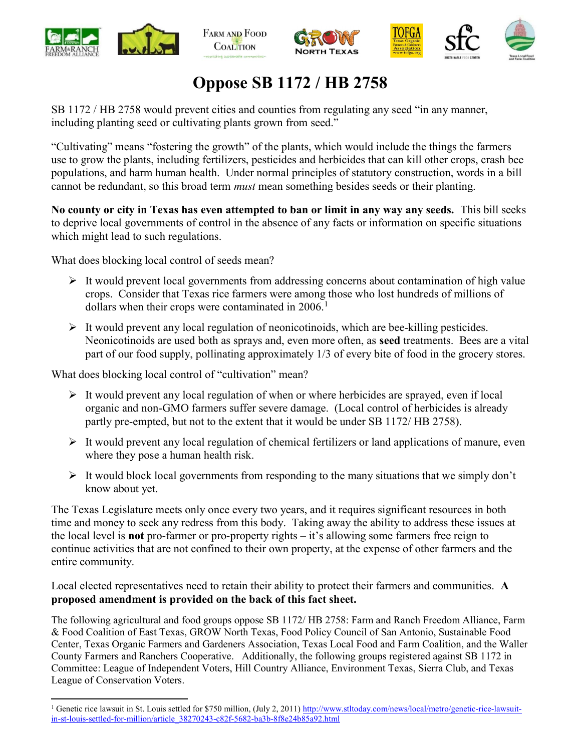# Oppose SB 1172 / HB 2758

SB 1172 / HB 2758 would prevent cities and counties from regulating any seed "in any manner, including planting seed or cultivating plants grown from seed."

"Cultivating" means "fostering the growth" of the plants, which would include the things the farmers use to grow the plants, including fertilizers, pesticides and herbicides that can kill other crops, crash bee populations, and harm human health. Under normal principles of statutory construction, words in a bill cannot be redundant, so this broad term *must* mean something besides seeds or their planting.

**No county or city in Texas has even attempted to ban or limit in any way any seeds.** This bill seeks to deprive local governments of control in the absence of any facts or information on specific situations which might lead to such regulations.

What does blocking local control of seeds mean?

- It would prevent local governments from addressing concerns about contamination of high value crops. Consider that Texas rice farmers were among those who lost hundreds of millions of dollars when their crops were contaminated in 2006.[1]
- It would prevent any local regulation of neonicotinoids, which are bee-killing pesticides. Neonicotinoids are used both as sprays and, even more often, as **seed** treatments. Bees are a vital part of our food supply, pollinating approximately 1/3 of every bite of food in the grocery stores.

What does blocking local control of "cultivation" mean?

- It would prevent any local regulation of when or where herbicides are sprayed, even if local organic and non-GMO farmers suffer severe damage. (Local control of herbicides is already partly pre-empted, but not to the extent that it would be under SB 1172/ HB 2758).
- It would prevent any local regulation of chemical fertilizers or land applications of manure, even where they pose a human health risk.
- It would block local governments from responding to the many situations that we simply don't know about yet.

The Texas Legislature meets only once every two years, and it requires significant resources in both time and money to seek any redress from this body. Taking away the ability to address these issues at the local level is **not** pro-farmer or pro-property rights – it's allowing some farmers free reign to continue activities that are not confined to their own property, at the expense of other farmers and the entire community.

Local elected representatives need to retain their ability to protect their farmers and communities. **A proposed amendment is provided on the back of this fact sheet.**

The following agricultural and food groups oppose SB 1172/ HB 2758: Farm and Ranch Freedom Alliance, Farm & Food Coalition of East Texas, GROW North Texas, Food Policy Council of San Antonio, Sustainable Food Center, Texas Organic Farmers and Gardeners Association, Texas Local Food and Farm Coalition, and the Waller County Farmers and Ranchers Cooperative. Additionally, the following groups registered against SB 1172 in Committee: League of Independent Voters, Hill Country Alliance, Environment Texas, Sierra Club, and Texas League of Conservation Voters.

---

[1] Genetic rice lawsuit in St. Louis settled for $750 million, (July 2, 2011) http://www.stltoday.com/news/local/metro/genetic-rice-lawsuit-in-st-louis-settled-for-million/article_38270243-c82f-5682-ba3b-8f8e24b85a92.html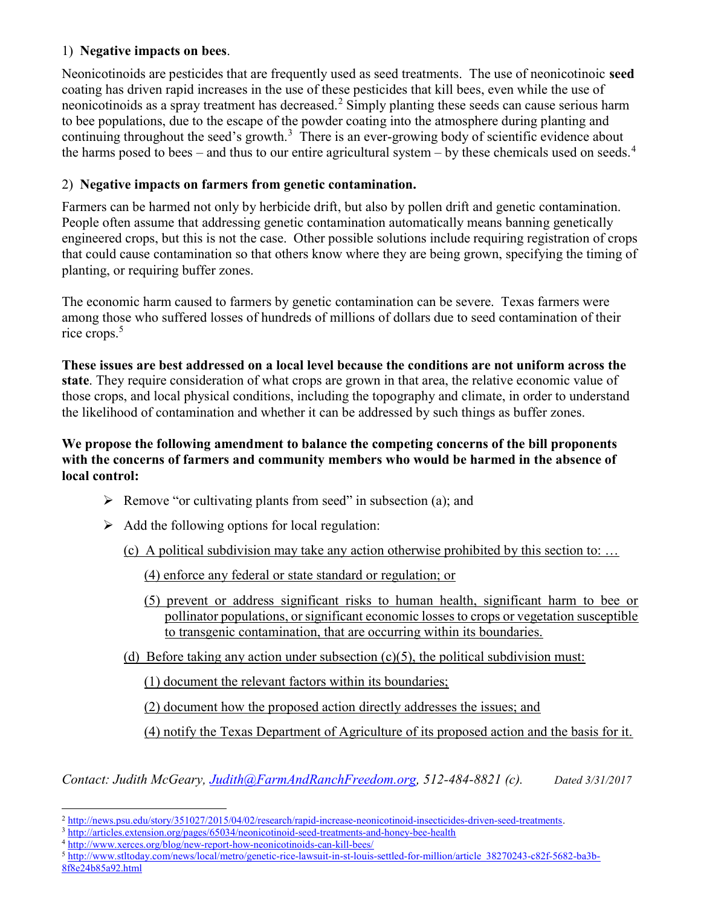1) **Negative impacts on bees**.

Neonicotinoids are pesticides that are frequently used as seed treatments. The use of neonicotinoic **seed** coating has driven rapid increases in the use of these pesticides that kill bees, even while the use of neonicotinoids as a spray treatment has decreased.[2] Simply planting these seeds can cause serious harm to bee populations, due to the escape of the powder coating into the atmosphere during planting and continuing throughout the seed's growth.[3] There is an ever-growing body of scientific evidence about the harms posed to bees – and thus to our entire agricultural system – by these chemicals used on seeds.[4]

2) **Negative impacts on farmers from genetic contamination.**

Farmers can be harmed not only by herbicide drift, but also by pollen drift and genetic contamination. People often assume that addressing genetic contamination automatically means banning genetically engineered crops, but this is not the case. Other possible solutions include requiring registration of crops that could cause contamination so that others know where they are being grown, specifying the timing of planting, or requiring buffer zones.

The economic harm caused to farmers by genetic contamination can be severe. Texas farmers were among those who suffered losses of hundreds of millions of dollars due to seed contamination of their rice crops.[5]

**These issues are best addressed on a local level because the conditions are not uniform across the state**. They require consideration of what crops are grown in that area, the relative economic value of those crops, and local physical conditions, including the topography and climate, in order to understand the likelihood of contamination and whether it can be addressed by such things as buffer zones.

**We propose the following amendment to balance the competing concerns of the bill proponents with the concerns of farmers and community members who would be harmed in the absence of local control:**

- Remove "or cultivating plants from seed" in subsection (a); and
- Add the following options for local regulation:

  (c) A political subdivision may take any action otherwise prohibited by this section to: …

  (4) enforce any federal or state standard or regulation; or

  (5) prevent or address significant risks to human health, significant harm to bee or pollinator populations, or significant economic losses to crops or vegetation susceptible to transgenic contamination, that are occurring within its boundaries.

  (d) Before taking any action under subsection (c)(5), the political subdivision must:

  (1) document the relevant factors within its boundaries;

  (2) document how the proposed action directly addresses the issues; and

  (4) notify the Texas Department of Agriculture of its proposed action and the basis for it.

*Contact: Judith McGeary, Judith@FarmAndRanchFreedom.org, 512-484-8821 (c).* *Dated 3/31/2017*

---

[2] http://news.psu.edu/story/351027/2015/04/02/research/rapid-increase-neonicotinoid-insecticides-driven-seed-treatments.

[3] http://articles.extension.org/pages/65034/neonicotinoid-seed-treatments-and-honey-bee-health

[4] http://www.xerces.org/blog/new-report-how-neonicotinoids-can-kill-bees/

[5] http://www.stltoday.com/news/local/metro/genetic-rice-lawsuit-in-st-louis-settled-for-million/article_38270243-c82f-5682-ba3b-8f8e24b85a92.html